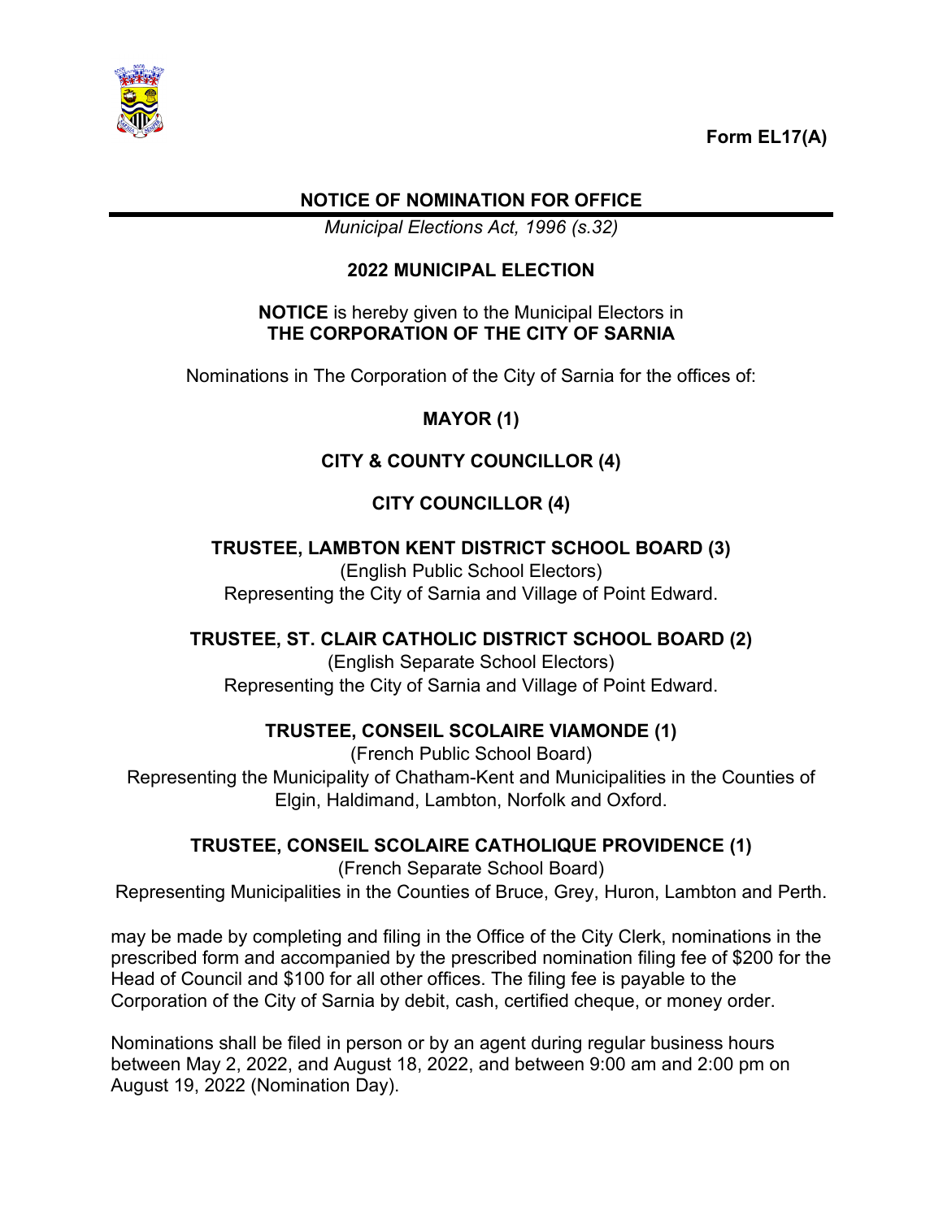Form EL17(A)

# NOTICE OF NOMINATION FOR OFFICE

*Municipal Elections Act, 1996 (s.32)*

## 2022 MUNICIPAL ELECTION

**NOTICE** is hereby given to the Municipal Electors in
**THE CORPORATION OF THE CITY OF SARNIA**

Nominations in The Corporation of the City of Sarnia for the offices of:

**MAYOR (1)**

**CITY & COUNTY COUNCILLOR (4)**

**CITY COUNCILLOR (4)**

**TRUSTEE, LAMBTON KENT DISTRICT SCHOOL BOARD (3)**
(English Public School Electors)
Representing the City of Sarnia and Village of Point Edward.

**TRUSTEE, ST. CLAIR CATHOLIC DISTRICT SCHOOL BOARD (2)**
(English Separate School Electors)
Representing the City of Sarnia and Village of Point Edward.

**TRUSTEE, CONSEIL SCOLAIRE VIAMONDE (1)**
(French Public School Board)
Representing the Municipality of Chatham-Kent and Municipalities in the Counties of Elgin, Haldimand, Lambton, Norfolk and Oxford.

**TRUSTEE, CONSEIL SCOLAIRE CATHOLIQUE PROVIDENCE (1)**
(French Separate School Board)
Representing Municipalities in the Counties of Bruce, Grey, Huron, Lambton and Perth.

may be made by completing and filing in the Office of the City Clerk, nominations in the prescribed form and accompanied by the prescribed nomination filing fee of $200 for the Head of Council and $100 for all other offices. The filing fee is payable to the Corporation of the City of Sarnia by debit, cash, certified cheque, or money order.

Nominations shall be filed in person or by an agent during regular business hours between May 2, 2022, and August 18, 2022, and between 9:00 am and 2:00 pm on August 19, 2022 (Nomination Day).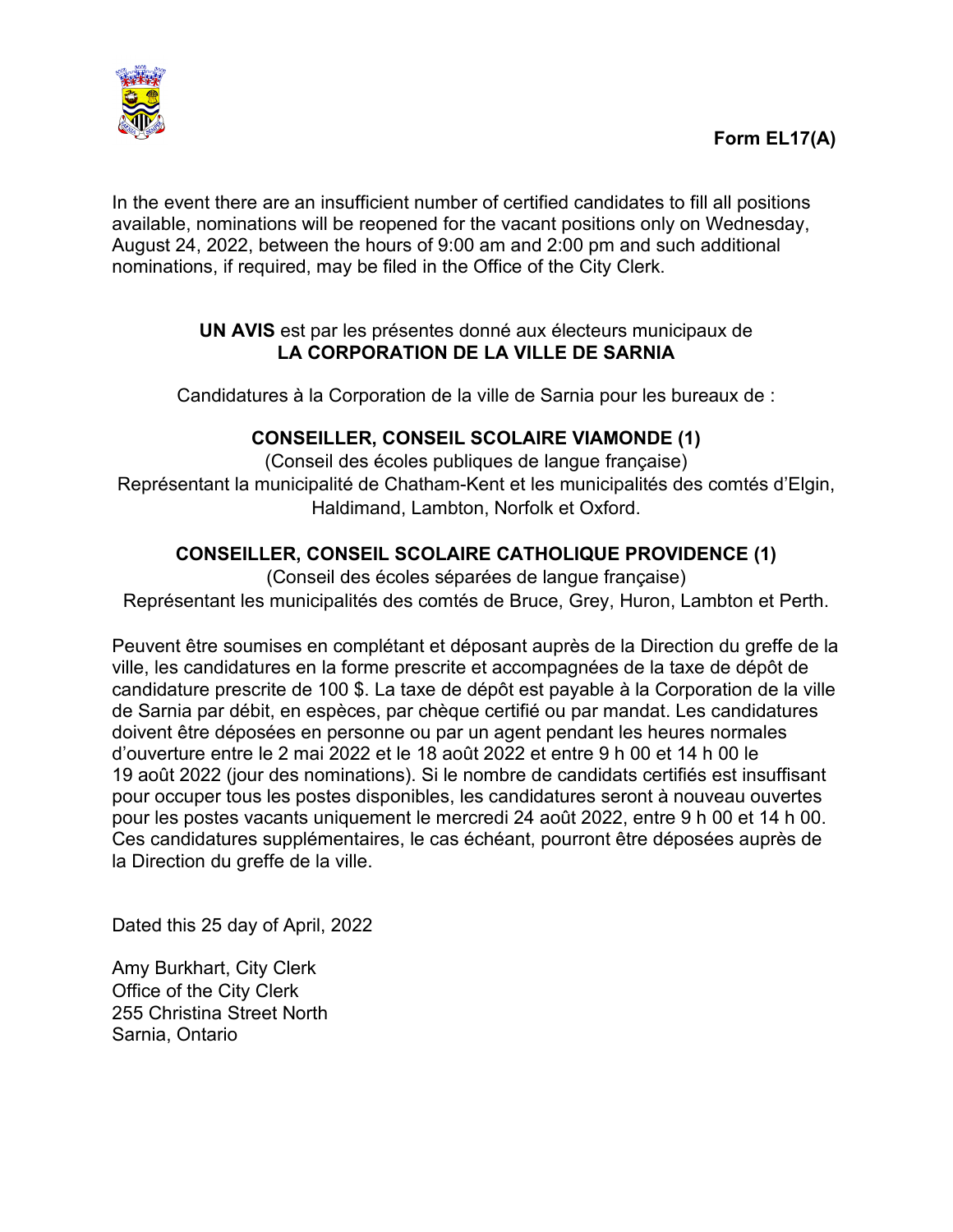**Form EL17(A)**

In the event there are an insufficient number of certified candidates to fill all positions available, nominations will be reopened for the vacant positions only on Wednesday, August 24, 2022, between the hours of 9:00 am and 2:00 pm and such additional nominations, if required, may be filed in the Office of the City Clerk.

**UN AVIS** est par les présentes donné aux électeurs municipaux de
**LA CORPORATION DE LA VILLE DE SARNIA**

Candidatures à la Corporation de la ville de Sarnia pour les bureaux de :

**CONSEILLER, CONSEIL SCOLAIRE VIAMONDE (1)**
(Conseil des écoles publiques de langue française)
Représentant la municipalité de Chatham-Kent et les municipalités des comtés d'Elgin, Haldimand, Lambton, Norfolk et Oxford.

**CONSEILLER, CONSEIL SCOLAIRE CATHOLIQUE PROVIDENCE (1)**
(Conseil des écoles séparées de langue française)
Représentant les municipalités des comtés de Bruce, Grey, Huron, Lambton et Perth.

Peuvent être soumises en complétant et déposant auprès de la Direction du greffe de la ville, les candidatures en la forme prescrite et accompagnées de la taxe de dépôt de candidature prescrite de 100 $. La taxe de dépôt est payable à la Corporation de la ville de Sarnia par débit, en espèces, par chèque certifié ou par mandat. Les candidatures doivent être déposées en personne ou par un agent pendant les heures normales d'ouverture entre le 2 mai 2022 et le 18 août 2022 et entre 9 h 00 et 14 h 00 le 19 août 2022 (jour des nominations). Si le nombre de candidats certifiés est insuffisant pour occuper tous les postes disponibles, les candidatures seront à nouveau ouvertes pour les postes vacants uniquement le mercredi 24 août 2022, entre 9 h 00 et 14 h 00. Ces candidatures supplémentaires, le cas échéant, pourront être déposées auprès de la Direction du greffe de la ville.

Dated this 25 day of April, 2022

Amy Burkhart, City Clerk
Office of the City Clerk
255 Christina Street North
Sarnia, Ontario